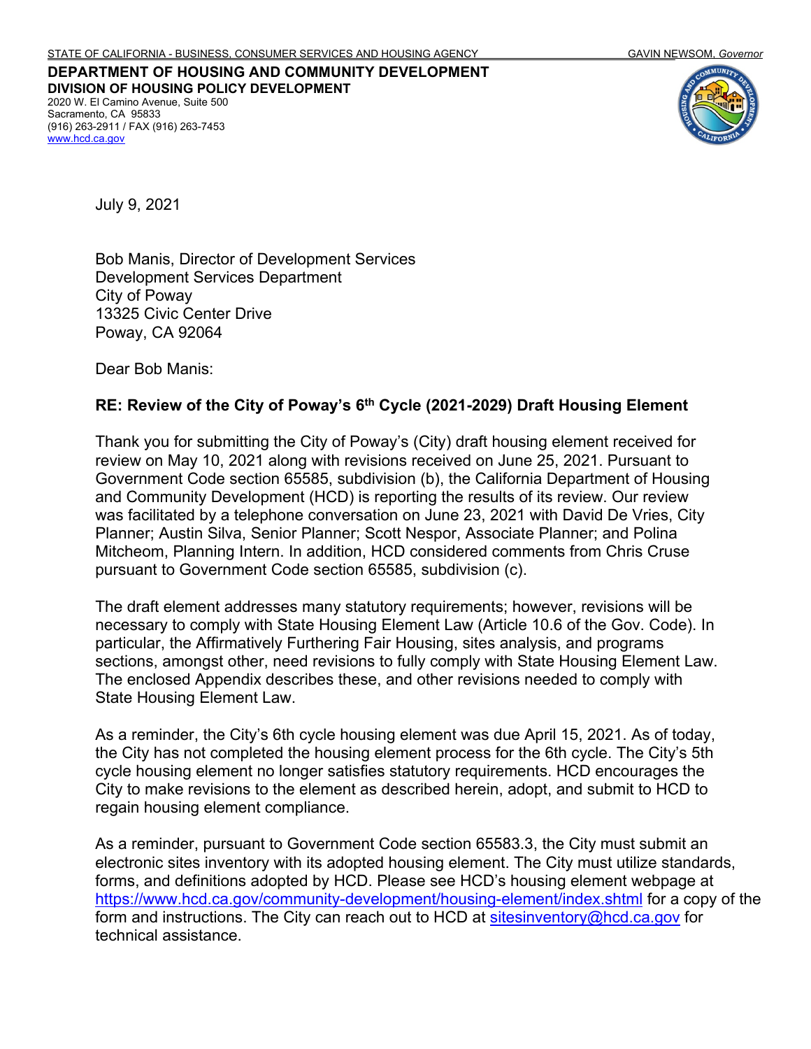STATE OF CALIFORNIA - BUSINESS, CONSUMER SERVICES AND HOUSING AGENCY GAVIN NEWSOM, *Governor*

**DEPARTMENT OF HOUSING AND COMMUNITY DEVELOPMENT**
**DIVISION OF HOUSING POLICY DEVELOPMENT**
2020 W. El Camino Avenue, Suite 500
Sacramento, CA 95833
(916) 263-2911 / FAX (916) 263-7453
www.hcd.ca.gov

July 9, 2021

Bob Manis, Director of Development Services
Development Services Department
City of Poway
13325 Civic Center Drive
Poway, CA 92064

Dear Bob Manis:

**RE: Review of the City of Poway's 6th Cycle (2021-2029) Draft Housing Element**

Thank you for submitting the City of Poway's (City) draft housing element received for review on May 10, 2021 along with revisions received on June 25, 2021. Pursuant to Government Code section 65585, subdivision (b), the California Department of Housing and Community Development (HCD) is reporting the results of its review. Our review was facilitated by a telephone conversation on June 23, 2021 with David De Vries, City Planner; Austin Silva, Senior Planner; Scott Nespor, Associate Planner; and Polina Mitcheom, Planning Intern. In addition, HCD considered comments from Chris Cruse pursuant to Government Code section 65585, subdivision (c).

The draft element addresses many statutory requirements; however, revisions will be necessary to comply with State Housing Element Law (Article 10.6 of the Gov. Code). In particular, the Affirmatively Furthering Fair Housing, sites analysis, and programs sections, amongst other, need revisions to fully comply with State Housing Element Law. The enclosed Appendix describes these, and other revisions needed to comply with State Housing Element Law.

As a reminder, the City's 6th cycle housing element was due April 15, 2021. As of today, the City has not completed the housing element process for the 6th cycle. The City's 5th cycle housing element no longer satisfies statutory requirements. HCD encourages the City to make revisions to the element as described herein, adopt, and submit to HCD to regain housing element compliance.

As a reminder, pursuant to Government Code section 65583.3, the City must submit an electronic sites inventory with its adopted housing element. The City must utilize standards, forms, and definitions adopted by HCD. Please see HCD's housing element webpage at https://www.hcd.ca.gov/community-development/housing-element/index.shtml for a copy of the form and instructions. The City can reach out to HCD at sitesinventory@hcd.ca.gov for technical assistance.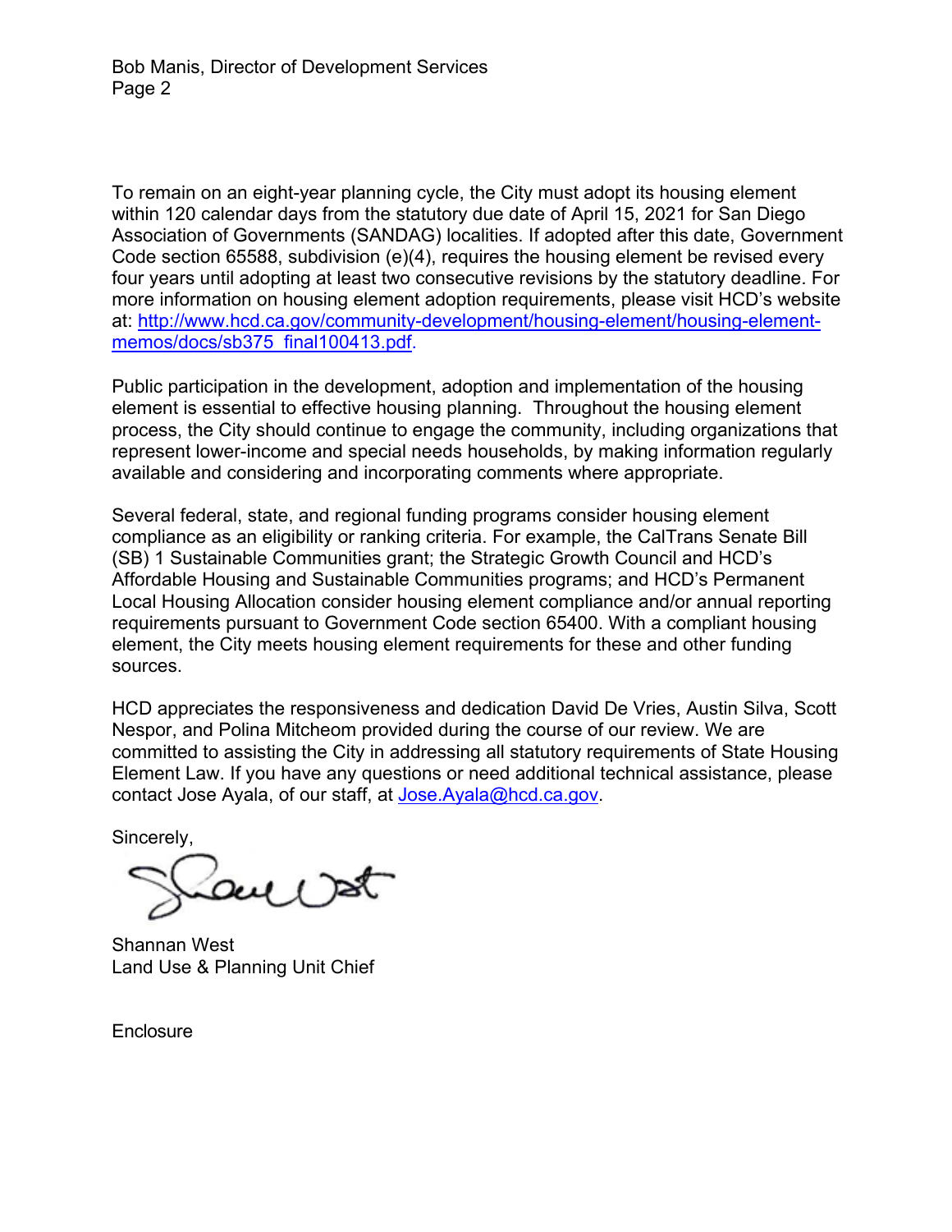To remain on an eight-year planning cycle, the City must adopt its housing element within 120 calendar days from the statutory due date of April 15, 2021 for San Diego Association of Governments (SANDAG) localities. If adopted after this date, Government Code section 65588, subdivision (e)(4), requires the housing element be revised every four years until adopting at least two consecutive revisions by the statutory deadline. For more information on housing element adoption requirements, please visit HCD's website at: [http://www.hcd.ca.gov/community-development/housing-element/housing-element-memos/docs/sb375_final100413.pdf](http://www.hcd.ca.gov/community-development/housing-element/housing-element-memos/docs/sb375_final100413.pdf).

Public participation in the development, adoption and implementation of the housing element is essential to effective housing planning. Throughout the housing element process, the City should continue to engage the community, including organizations that represent lower-income and special needs households, by making information regularly available and considering and incorporating comments where appropriate.

Several federal, state, and regional funding programs consider housing element compliance as an eligibility or ranking criteria. For example, the CalTrans Senate Bill (SB) 1 Sustainable Communities grant; the Strategic Growth Council and HCD's Affordable Housing and Sustainable Communities programs; and HCD's Permanent Local Housing Allocation consider housing element compliance and/or annual reporting requirements pursuant to Government Code section 65400. With a compliant housing element, the City meets housing element requirements for these and other funding sources.

HCD appreciates the responsiveness and dedication David De Vries, Austin Silva, Scott Nespor, and Polina Mitcheom provided during the course of our review. We are committed to assisting the City in addressing all statutory requirements of State Housing Element Law. If you have any questions or need additional technical assistance, please contact Jose Ayala, of our staff, at [Jose.Ayala@hcd.ca.gov](mailto:Jose.Ayala@hcd.ca.gov).

Sincerely,

Shannan West
Land Use & Planning Unit Chief

Enclosure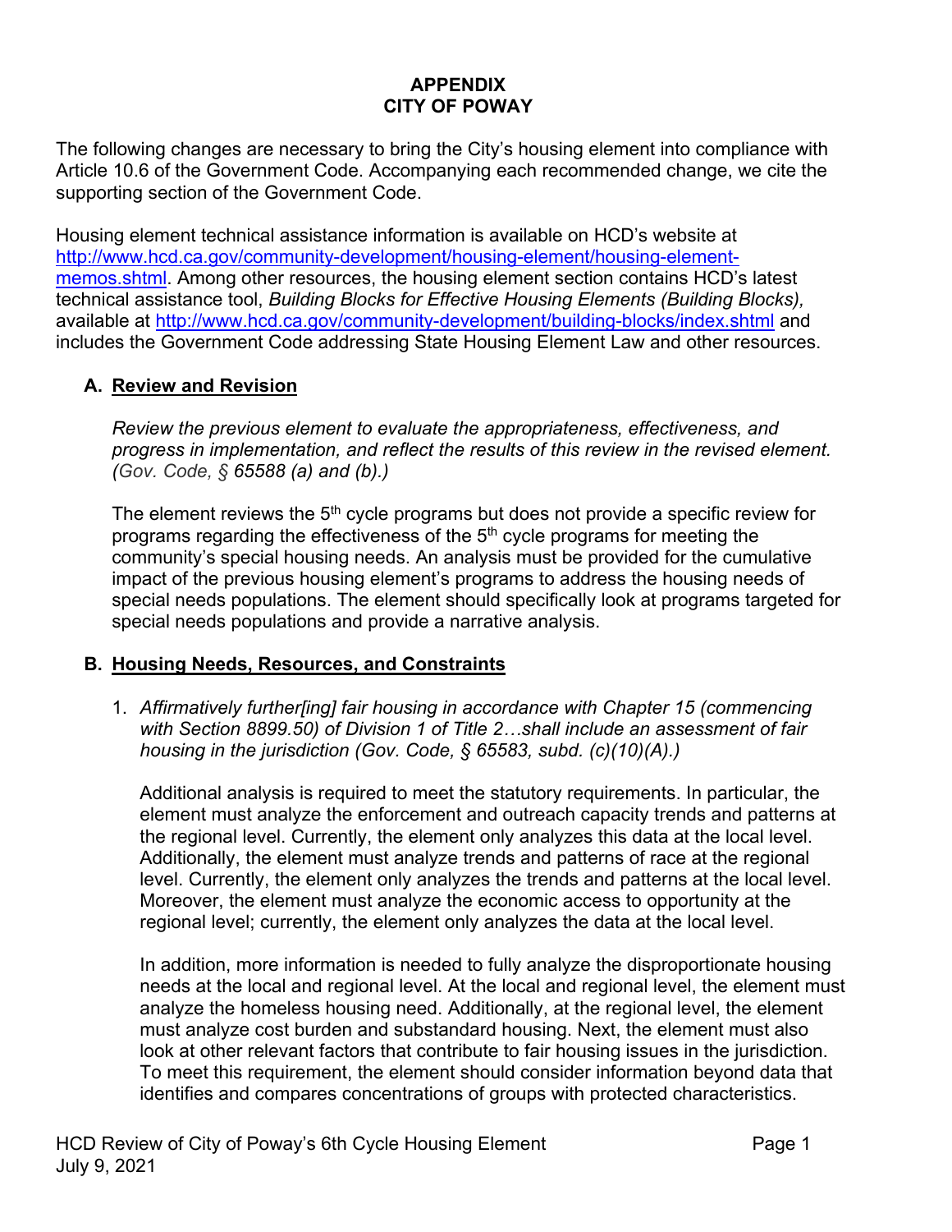## APPENDIX
## CITY OF POWAY

The following changes are necessary to bring the City's housing element into compliance with Article 10.6 of the Government Code. Accompanying each recommended change, we cite the supporting section of the Government Code.

Housing element technical assistance information is available on HCD's website at [http://www.hcd.ca.gov/community-development/housing-element/housing-element-memos.shtml](http://www.hcd.ca.gov/community-development/housing-element/housing-element-memos.shtml). Among other resources, the housing element section contains HCD's latest technical assistance tool, *Building Blocks for Effective Housing Elements (Building Blocks),* available at [http://www.hcd.ca.gov/community-development/building-blocks/index.shtml](http://www.hcd.ca.gov/community-development/building-blocks/index.shtml) and includes the Government Code addressing State Housing Element Law and other resources.

### A. Review and Revision

*Review the previous element to evaluate the appropriateness, effectiveness, and progress in implementation, and reflect the results of this review in the revised element. (Gov. Code, § 65588 (a) and (b).)*

The element reviews the 5th cycle programs but does not provide a specific review for programs regarding the effectiveness of the 5th cycle programs for meeting the community's special housing needs. An analysis must be provided for the cumulative impact of the previous housing element's programs to address the housing needs of special needs populations. The element should specifically look at programs targeted for special needs populations and provide a narrative analysis.

### B. Housing Needs, Resources, and Constraints

1. *Affirmatively further[ing] fair housing in accordance with Chapter 15 (commencing with Section 8899.50) of Division 1 of Title 2…shall include an assessment of fair housing in the jurisdiction (Gov. Code, § 65583, subd. (c)(10)(A).)*

   Additional analysis is required to meet the statutory requirements. In particular, the element must analyze the enforcement and outreach capacity trends and patterns at the regional level. Currently, the element only analyzes this data at the local level. Additionally, the element must analyze trends and patterns of race at the regional level. Currently, the element only analyzes the trends and patterns at the local level. Moreover, the element must analyze the economic access to opportunity at the regional level; currently, the element only analyzes the data at the local level.

   In addition, more information is needed to fully analyze the disproportionate housing needs at the local and regional level. At the local and regional level, the element must analyze the homeless housing need. Additionally, at the regional level, the element must analyze cost burden and substandard housing. Next, the element must also look at other relevant factors that contribute to fair housing issues in the jurisdiction. To meet this requirement, the element should consider information beyond data that identifies and compares concentrations of groups with protected characteristics.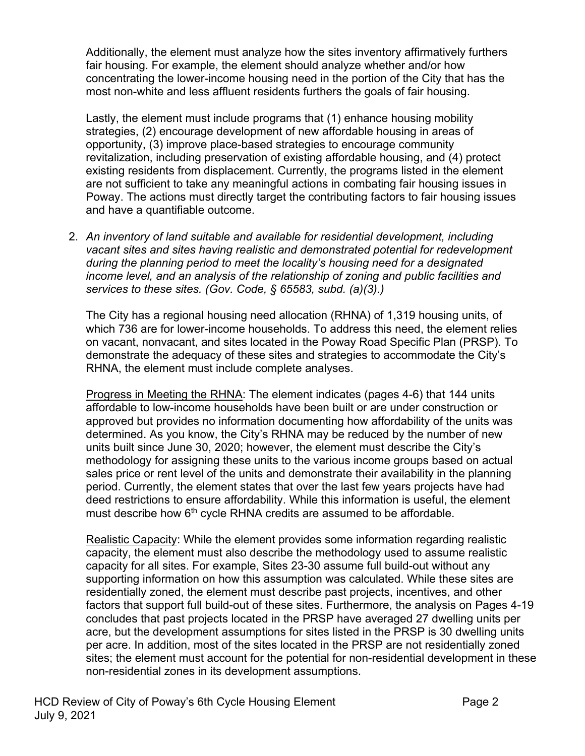Additionally, the element must analyze how the sites inventory affirmatively furthers fair housing. For example, the element should analyze whether and/or how concentrating the lower-income housing need in the portion of the City that has the most non-white and less affluent residents furthers the goals of fair housing.

Lastly, the element must include programs that (1) enhance housing mobility strategies, (2) encourage development of new affordable housing in areas of opportunity, (3) improve place-based strategies to encourage community revitalization, including preservation of existing affordable housing, and (4) protect existing residents from displacement. Currently, the programs listed in the element are not sufficient to take any meaningful actions in combating fair housing issues in Poway. The actions must directly target the contributing factors to fair housing issues and have a quantifiable outcome.

2. *An inventory of land suitable and available for residential development, including vacant sites and sites having realistic and demonstrated potential for redevelopment during the planning period to meet the locality's housing need for a designated income level, and an analysis of the relationship of zoning and public facilities and services to these sites. (Gov. Code, § 65583, subd. (a)(3).)*

   The City has a regional housing need allocation (RHNA) of 1,319 housing units, of which 736 are for lower-income households. To address this need, the element relies on vacant, nonvacant, and sites located in the Poway Road Specific Plan (PRSP). To demonstrate the adequacy of these sites and strategies to accommodate the City's RHNA, the element must include complete analyses.

   <u>Progress in Meeting the RHNA</u>: The element indicates (pages 4-6) that 144 units affordable to low-income households have been built or are under construction or approved but provides no information documenting how affordability of the units was determined. As you know, the City's RHNA may be reduced by the number of new units built since June 30, 2020; however, the element must describe the City's methodology for assigning these units to the various income groups based on actual sales price or rent level of the units and demonstrate their availability in the planning period. Currently, the element states that over the last few years projects have had deed restrictions to ensure affordability. While this information is useful, the element must describe how 6th cycle RHNA credits are assumed to be affordable.

   <u>Realistic Capacity</u>: While the element provides some information regarding realistic capacity, the element must also describe the methodology used to assume realistic capacity for all sites. For example, Sites 23-30 assume full build-out without any supporting information on how this assumption was calculated. While these sites are residentially zoned, the element must describe past projects, incentives, and other factors that support full build-out of these sites. Furthermore, the analysis on Pages 4-19 concludes that past projects located in the PRSP have averaged 27 dwelling units per acre, but the development assumptions for sites listed in the PRSP is 30 dwelling units per acre. In addition, most of the sites located in the PRSP are not residentially zoned sites; the element must account for the potential for non-residential development in these non-residential zones in its development assumptions.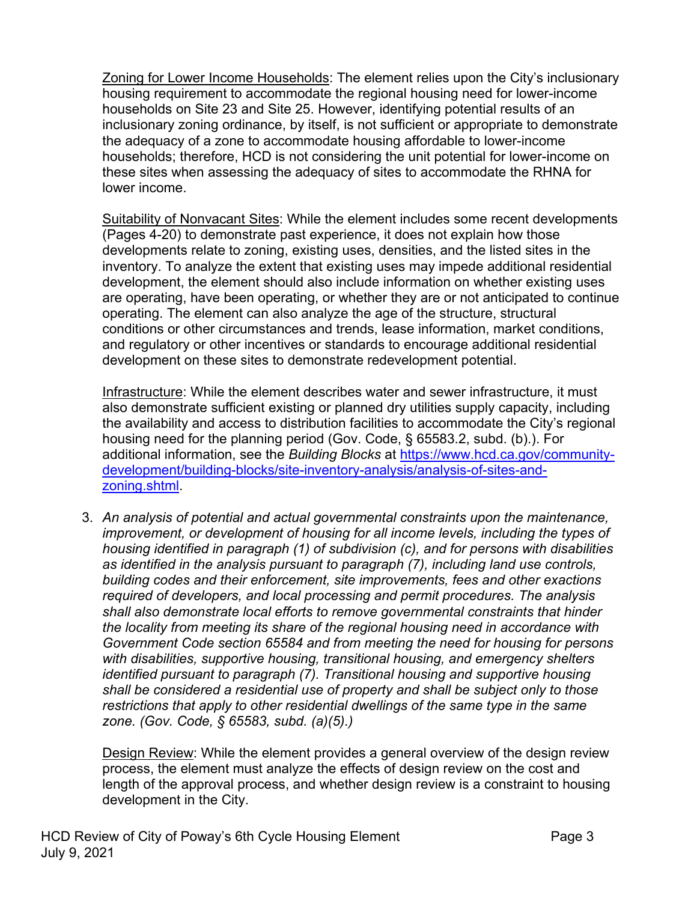Zoning for Lower Income Households: The element relies upon the City's inclusionary housing requirement to accommodate the regional housing need for lower-income households on Site 23 and Site 25. However, identifying potential results of an inclusionary zoning ordinance, by itself, is not sufficient or appropriate to demonstrate the adequacy of a zone to accommodate housing affordable to lower-income households; therefore, HCD is not considering the unit potential for lower-income on these sites when assessing the adequacy of sites to accommodate the RHNA for lower income.

Suitability of Nonvacant Sites: While the element includes some recent developments (Pages 4-20) to demonstrate past experience, it does not explain how those developments relate to zoning, existing uses, densities, and the listed sites in the inventory. To analyze the extent that existing uses may impede additional residential development, the element should also include information on whether existing uses are operating, have been operating, or whether they are or not anticipated to continue operating. The element can also analyze the age of the structure, structural conditions or other circumstances and trends, lease information, market conditions, and regulatory or other incentives or standards to encourage additional residential development on these sites to demonstrate redevelopment potential.

Infrastructure: While the element describes water and sewer infrastructure, it must also demonstrate sufficient existing or planned dry utilities supply capacity, including the availability and access to distribution facilities to accommodate the City's regional housing need for the planning period (Gov. Code, § 65583.2, subd. (b).). For additional information, see the *Building Blocks* at [https://www.hcd.ca.gov/community-development/building-blocks/site-inventory-analysis/analysis-of-sites-and-zoning.shtml](https://www.hcd.ca.gov/community-development/building-blocks/site-inventory-analysis/analysis-of-sites-and-zoning.shtml).

3. *An analysis of potential and actual governmental constraints upon the maintenance, improvement, or development of housing for all income levels, including the types of housing identified in paragraph (1) of subdivision (c), and for persons with disabilities as identified in the analysis pursuant to paragraph (7), including land use controls, building codes and their enforcement, site improvements, fees and other exactions required of developers, and local processing and permit procedures. The analysis shall also demonstrate local efforts to remove governmental constraints that hinder the locality from meeting its share of the regional housing need in accordance with Government Code section 65584 and from meeting the need for housing for persons with disabilities, supportive housing, transitional housing, and emergency shelters identified pursuant to paragraph (7). Transitional housing and supportive housing shall be considered a residential use of property and shall be subject only to those restrictions that apply to other residential dwellings of the same type in the same zone. (Gov. Code, § 65583, subd. (a)(5).)*

   Design Review: While the element provides a general overview of the design review process, the element must analyze the effects of design review on the cost and length of the approval process, and whether design review is a constraint to housing development in the City.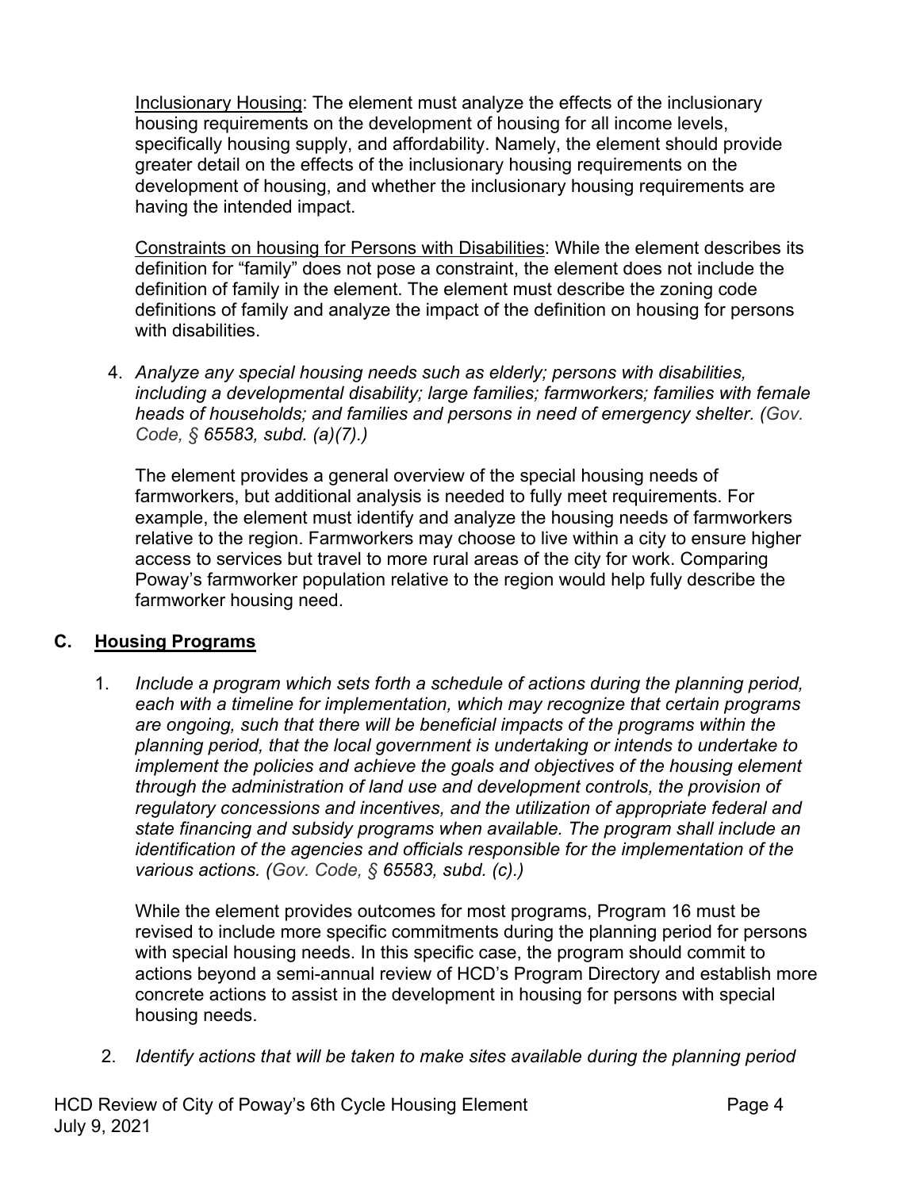Inclusionary Housing: The element must analyze the effects of the inclusionary housing requirements on the development of housing for all income levels, specifically housing supply, and affordability. Namely, the element should provide greater detail on the effects of the inclusionary housing requirements on the development of housing, and whether the inclusionary housing requirements are having the intended impact.

Constraints on housing for Persons with Disabilities: While the element describes its definition for "family" does not pose a constraint, the element does not include the definition of family in the element. The element must describe the zoning code definitions of family and analyze the impact of the definition on housing for persons with disabilities.

4. *Analyze any special housing needs such as elderly; persons with disabilities, including a developmental disability; large families; farmworkers; families with female heads of households; and families and persons in need of emergency shelter. (Gov. Code, § 65583, subd. (a)(7).)*

   The element provides a general overview of the special housing needs of farmworkers, but additional analysis is needed to fully meet requirements. For example, the element must identify and analyze the housing needs of farmworkers relative to the region. Farmworkers may choose to live within a city to ensure higher access to services but travel to more rural areas of the city for work. Comparing Poway's farmworker population relative to the region would help fully describe the farmworker housing need.

## C. Housing Programs

1. *Include a program which sets forth a schedule of actions during the planning period, each with a timeline for implementation, which may recognize that certain programs are ongoing, such that there will be beneficial impacts of the programs within the planning period, that the local government is undertaking or intends to undertake to implement the policies and achieve the goals and objectives of the housing element through the administration of land use and development controls, the provision of regulatory concessions and incentives, and the utilization of appropriate federal and state financing and subsidy programs when available. The program shall include an identification of the agencies and officials responsible for the implementation of the various actions. (Gov. Code, § 65583, subd. (c).)*

   While the element provides outcomes for most programs, Program 16 must be revised to include more specific commitments during the planning period for persons with special housing needs. In this specific case, the program should commit to actions beyond a semi-annual review of HCD's Program Directory and establish more concrete actions to assist in the development in housing for persons with special housing needs.

2. *Identify actions that will be taken to make sites available during the planning period*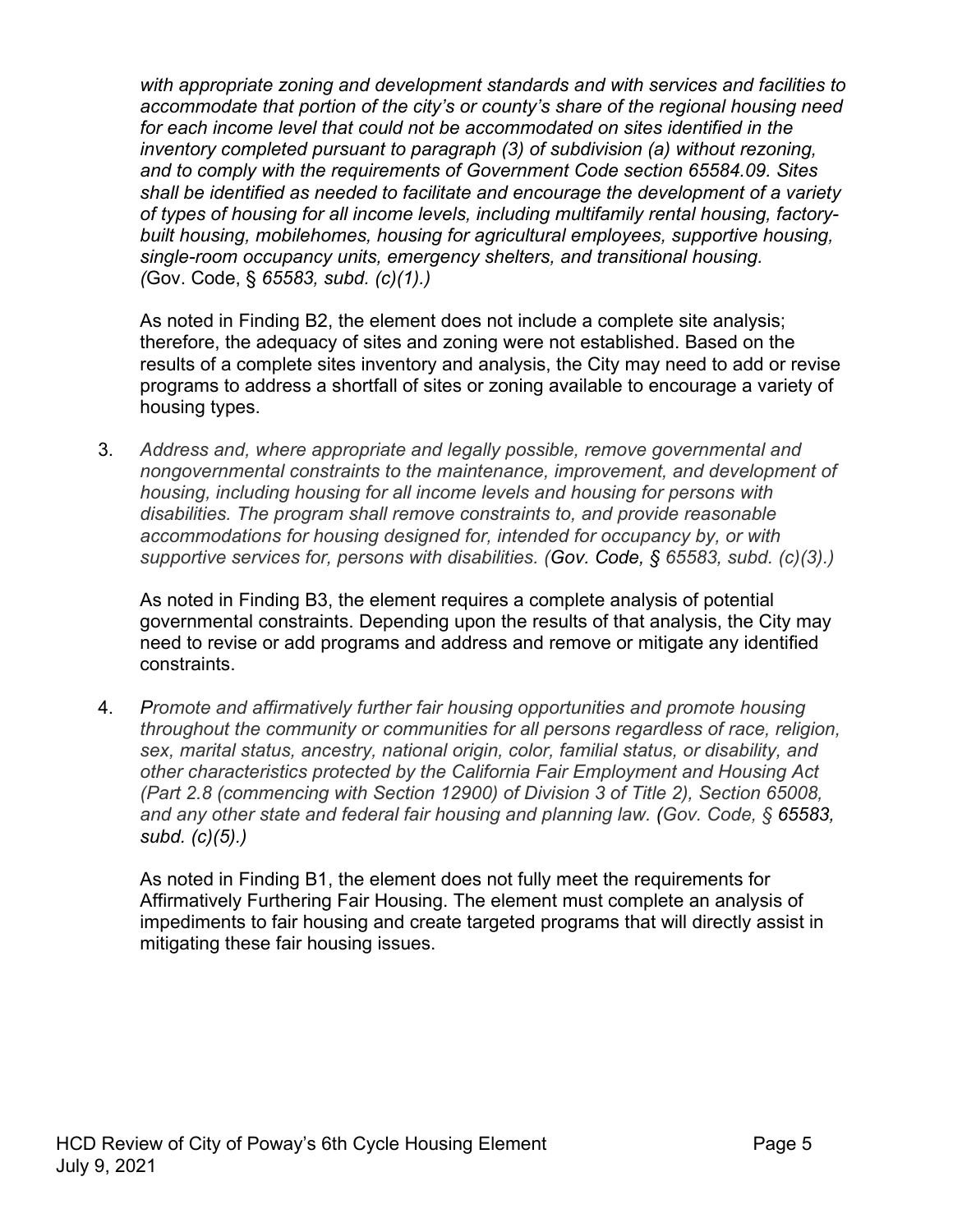*with appropriate zoning and development standards and with services and facilities to accommodate that portion of the city's or county's share of the regional housing need for each income level that could not be accommodated on sites identified in the inventory completed pursuant to paragraph (3) of subdivision (a) without rezoning, and to comply with the requirements of Government Code section 65584.09. Sites shall be identified as needed to facilitate and encourage the development of a variety of types of housing for all income levels, including multifamily rental housing, factory-built housing, mobilehomes, housing for agricultural employees, supportive housing, single-room occupancy units, emergency shelters, and transitional housing. (*Gov. Code, § *65583, subd. (c)(1).)*

As noted in Finding B2, the element does not include a complete site analysis; therefore, the adequacy of sites and zoning were not established. Based on the results of a complete sites inventory and analysis, the City may need to add or revise programs to address a shortfall of sites or zoning available to encourage a variety of housing types.

3. *Address and, where appropriate and legally possible, remove governmental and nongovernmental constraints to the maintenance, improvement, and development of housing, including housing for all income levels and housing for persons with disabilities. The program shall remove constraints to, and provide reasonable accommodations for housing designed for, intended for occupancy by, or with supportive services for, persons with disabilities. (Gov. Code, § 65583, subd. (c)(3).)*

   As noted in Finding B3, the element requires a complete analysis of potential governmental constraints. Depending upon the results of that analysis, the City may need to revise or add programs and address and remove or mitigate any identified constraints.

4. *Promote and affirmatively further fair housing opportunities and promote housing throughout the community or communities for all persons regardless of race, religion, sex, marital status, ancestry, national origin, color, familial status, or disability, and other characteristics protected by the California Fair Employment and Housing Act (Part 2.8 (commencing with Section 12900) of Division 3 of Title 2), Section 65008, and any other state and federal fair housing and planning law. (Gov. Code, § 65583, subd. (c)(5).)*

   As noted in Finding B1, the element does not fully meet the requirements for Affirmatively Furthering Fair Housing. The element must complete an analysis of impediments to fair housing and create targeted programs that will directly assist in mitigating these fair housing issues.